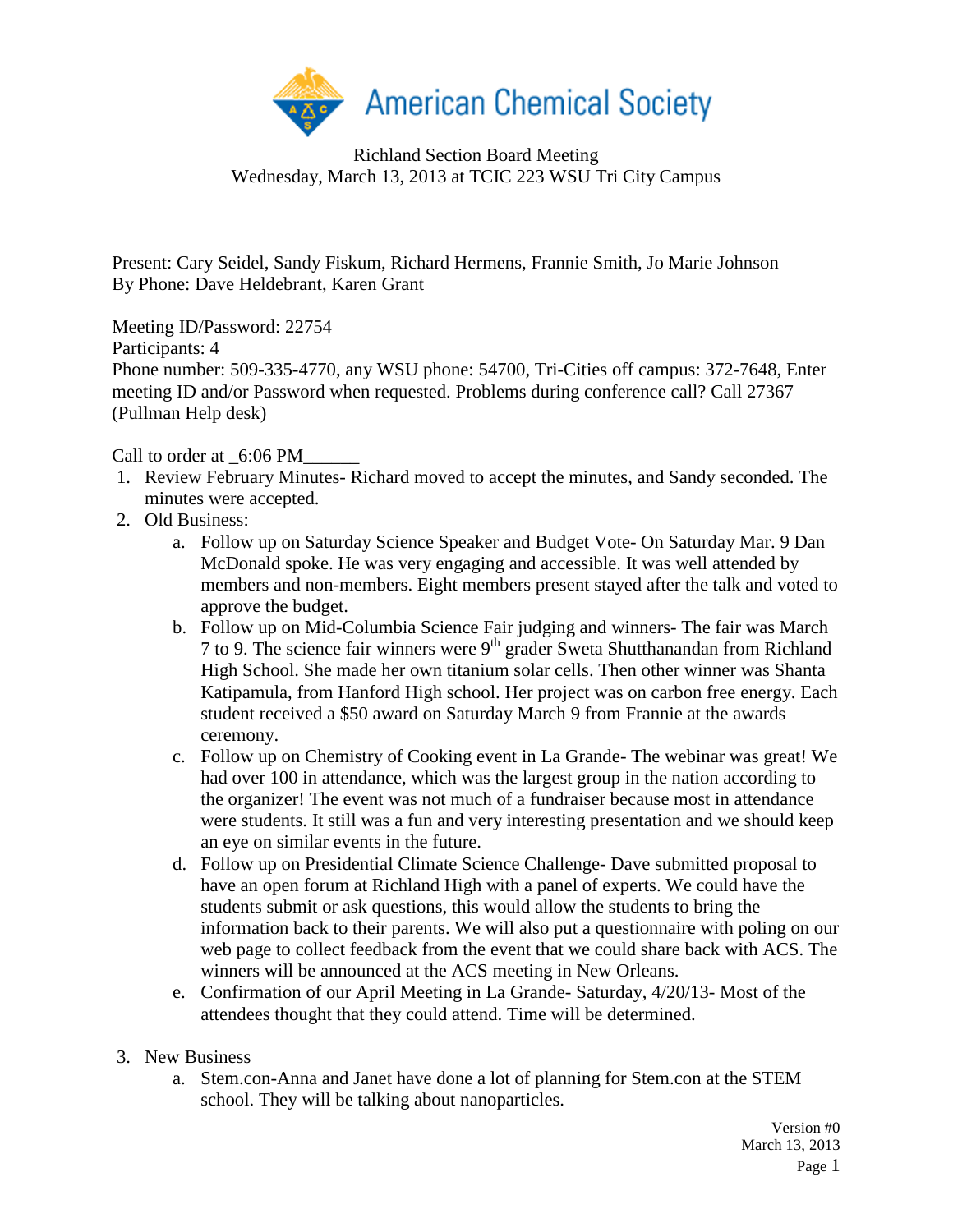American Chemical Society

Richland Section Board Meeting
Wednesday, March 13, 2013 at TCIC 223 WSU Tri City Campus

Present: Cary Seidel, Sandy Fiskum, Richard Hermens, Frannie Smith, Jo Marie Johnson
By Phone: Dave Heldebrant, Karen Grant

Meeting ID/Password: 22754
Participants: 4
Phone number: 509-335-4770, any WSU phone: 54700, Tri-Cities off campus: 372-7648, Enter meeting ID and/or Password when requested. Problems during conference call? Call 27367 (Pullman Help desk)

Call to order at _6:06 PM______

1. Review February Minutes- Richard moved to accept the minutes, and Sandy seconded. The minutes were accepted.
2. Old Business:
   a. Follow up on Saturday Science Speaker and Budget Vote- On Saturday Mar. 9 Dan McDonald spoke. He was very engaging and accessible. It was well attended by members and non-members. Eight members present stayed after the talk and voted to approve the budget.
   b. Follow up on Mid-Columbia Science Fair judging and winners- The fair was March 7 to 9. The science fair winners were 9th grader Sweta Shutthanandan from Richland High School. She made her own titanium solar cells. Then other winner was Shanta Katipamula, from Hanford High school. Her project was on carbon free energy. Each student received a $50 award on Saturday March 9 from Frannie at the awards ceremony.
   c. Follow up on Chemistry of Cooking event in La Grande- The webinar was great! We had over 100 in attendance, which was the largest group in the nation according to the organizer! The event was not much of a fundraiser because most in attendance were students. It still was a fun and very interesting presentation and we should keep an eye on similar events in the future.
   d. Follow up on Presidential Climate Science Challenge- Dave submitted proposal to have an open forum at Richland High with a panel of experts. We could have the students submit or ask questions, this would allow the students to bring the information back to their parents. We will also put a questionnaire with poling on our web page to collect feedback from the event that we could share back with ACS. The winners will be announced at the ACS meeting in New Orleans.
   e. Confirmation of our April Meeting in La Grande- Saturday, 4/20/13- Most of the attendees thought that they could attend. Time will be determined.

3. New Business
   a. Stem.con-Anna and Janet have done a lot of planning for Stem.con at the STEM school. They will be talking about nanoparticles.

Version #0
March 13, 2013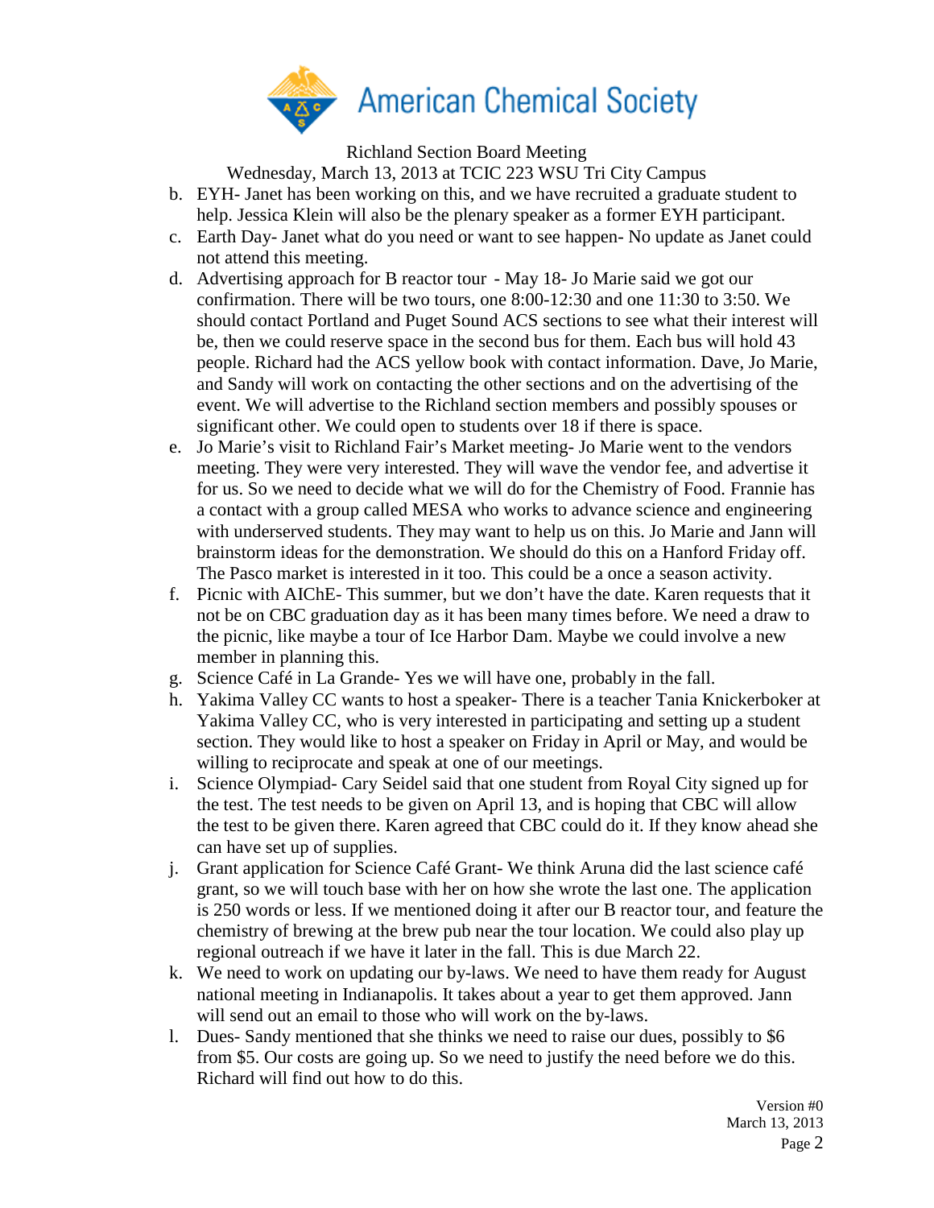Richland Section Board Meeting

Wednesday, March 13, 2013 at TCIC 223 WSU Tri City Campus

b. EYH- Janet has been working on this, and we have recruited a graduate student to help. Jessica Klein will also be the plenary speaker as a former EYH participant.

c. Earth Day- Janet what do you need or want to see happen- No update as Janet could not attend this meeting.

d. Advertising approach for B reactor tour - May 18- Jo Marie said we got our confirmation. There will be two tours, one 8:00-12:30 and one 11:30 to 3:50. We should contact Portland and Puget Sound ACS sections to see what their interest will be, then we could reserve space in the second bus for them. Each bus will hold 43 people. Richard had the ACS yellow book with contact information. Dave, Jo Marie, and Sandy will work on contacting the other sections and on the advertising of the event. We will advertise to the Richland section members and possibly spouses or significant other. We could open to students over 18 if there is space.

e. Jo Marie's visit to Richland Fair's Market meeting- Jo Marie went to the vendors meeting. They were very interested. They will wave the vendor fee, and advertise it for us. So we need to decide what we will do for the Chemistry of Food. Frannie has a contact with a group called MESA who works to advance science and engineering with underserved students. They may want to help us on this. Jo Marie and Jann will brainstorm ideas for the demonstration. We should do this on a Hanford Friday off. The Pasco market is interested in it too. This could be a once a season activity.

f. Picnic with AIChE- This summer, but we don't have the date. Karen requests that it not be on CBC graduation day as it has been many times before. We need a draw to the picnic, like maybe a tour of Ice Harbor Dam. Maybe we could involve a new member in planning this.

g. Science Café in La Grande- Yes we will have one, probably in the fall.

h. Yakima Valley CC wants to host a speaker- There is a teacher Tania Knickerboker at Yakima Valley CC, who is very interested in participating and setting up a student section. They would like to host a speaker on Friday in April or May, and would be willing to reciprocate and speak at one of our meetings.

i. Science Olympiad- Cary Seidel said that one student from Royal City signed up for the test. The test needs to be given on April 13, and is hoping that CBC will allow the test to be given there. Karen agreed that CBC could do it. If they know ahead she can have set up of supplies.

j. Grant application for Science Café Grant- We think Aruna did the last science café grant, so we will touch base with her on how she wrote the last one. The application is 250 words or less. If we mentioned doing it after our B reactor tour, and feature the chemistry of brewing at the brew pub near the tour location. We could also play up regional outreach if we have it later in the fall. This is due March 22.

k. We need to work on updating our by-laws. We need to have them ready for August national meeting in Indianapolis. It takes about a year to get them approved. Jann will send out an email to those who will work on the by-laws.

l. Dues- Sandy mentioned that she thinks we need to raise our dues, possibly to $6 from $5. Our costs are going up. So we need to justify the need before we do this. Richard will find out how to do this.

Version #0
March 13, 2013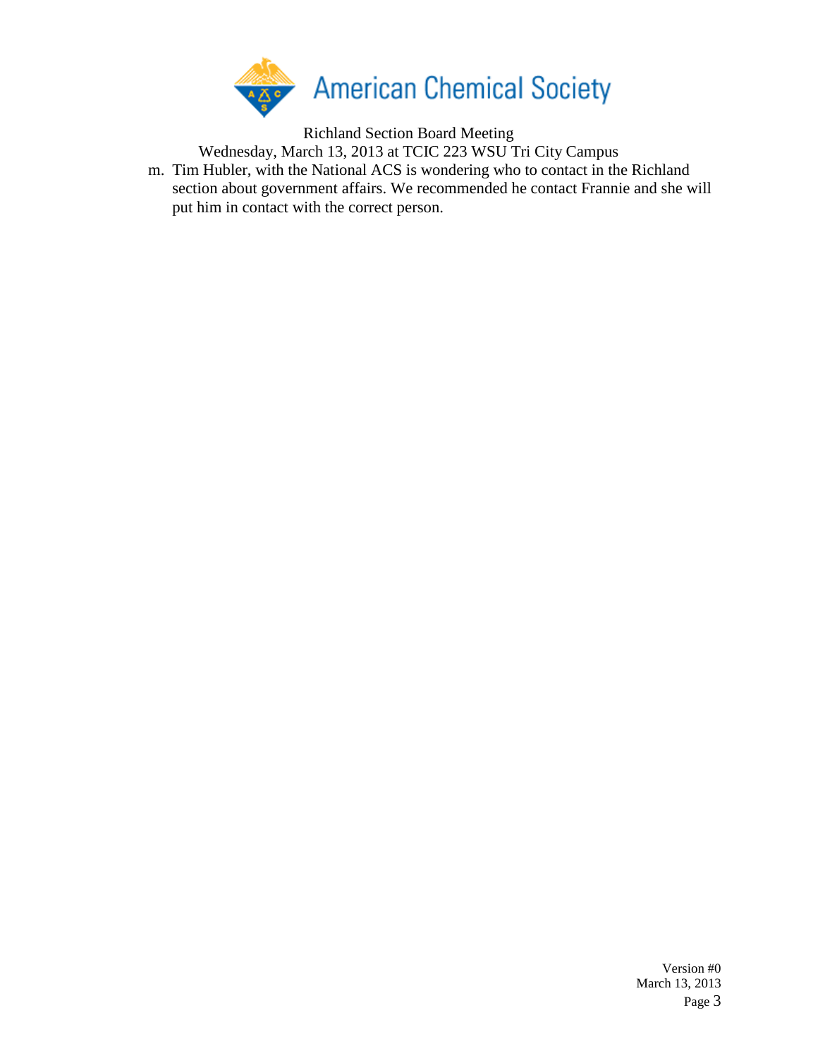m. Tim Hubler, with the National ACS is wondering who to contact in the Richland section about government affairs. We recommended he contact Frannie and she will put him in contact with the correct person.